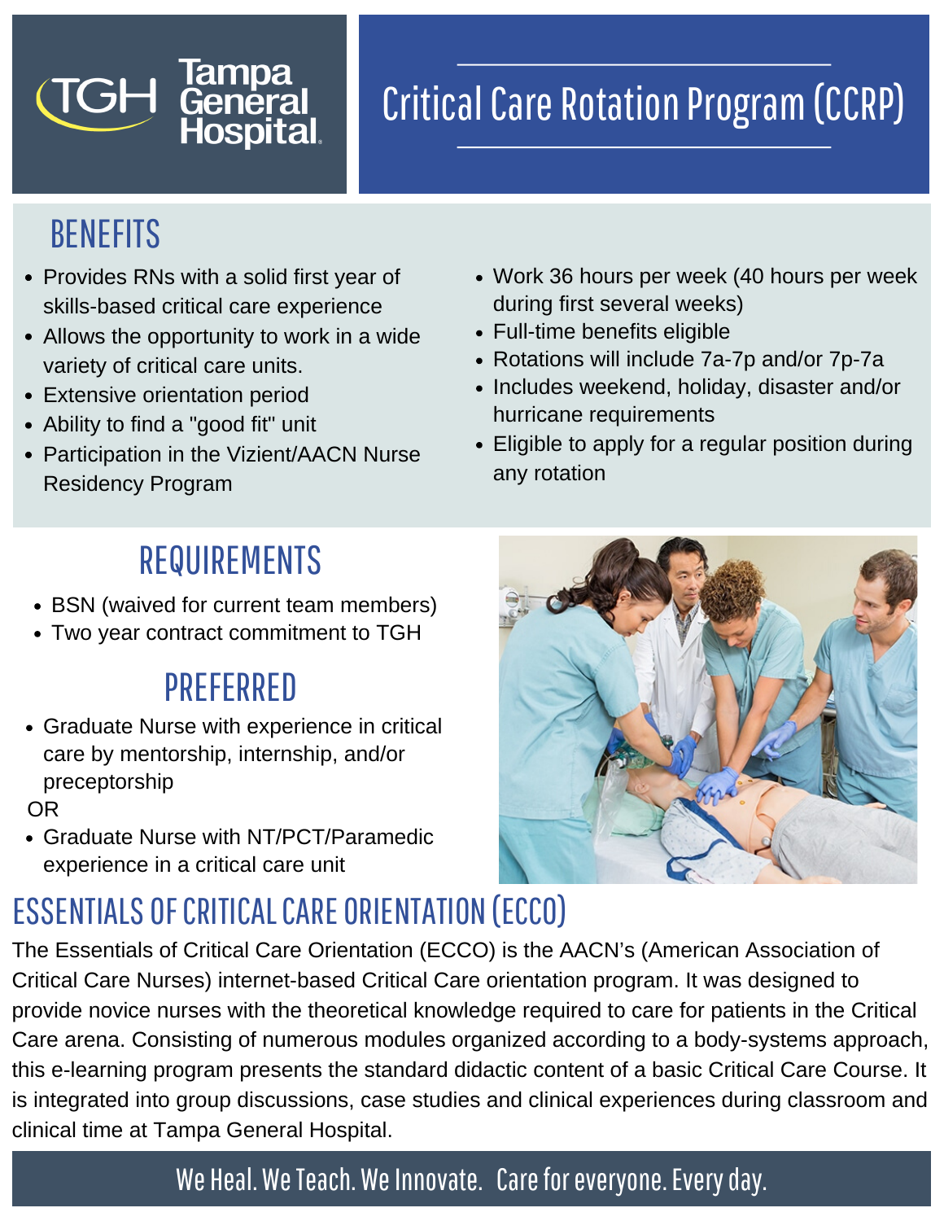Tampa General Hospital

# Critical Care Rotation Program (CCRP)

## BENEFITS

- Provides RNs with a solid first year of skills-based critical care experience
- Allows the opportunity to work in a wide variety of critical care units.
- Extensive orientation period
- Ability to find a "good fit" unit
- Participation in the Vizient/AACN Nurse Residency Program
- Work 36 hours per week (40 hours per week during first several weeks)
- Full-time benefits eligible
- Rotations will include 7a-7p and/or 7p-7a
- Includes weekend, holiday, disaster and/or hurricane requirements
- Eligible to apply for a regular position during any rotation

## REQUIREMENTS

- BSN (waived for current team members)
- Two year contract commitment to TGH

## PREFERRED

- Graduate Nurse with experience in critical care by mentorship, internship, and/or preceptorship

OR

- Graduate Nurse with NT/PCT/Paramedic experience in a critical care unit

## ESSENTIALS OF CRITICAL CARE ORIENTATION (ECCO)

The Essentials of Critical Care Orientation (ECCO) is the AACN's (American Association of Critical Care Nurses) internet-based Critical Care orientation program. It was designed to provide novice nurses with the theoretical knowledge required to care for patients in the Critical Care arena. Consisting of numerous modules organized according to a body-systems approach, this e-learning program presents the standard didactic content of a basic Critical Care Course. It is integrated into group discussions, case studies and clinical experiences during classroom and clinical time at Tampa General Hospital.

We Heal. We Teach. We Innovate. Care for everyone. Every day.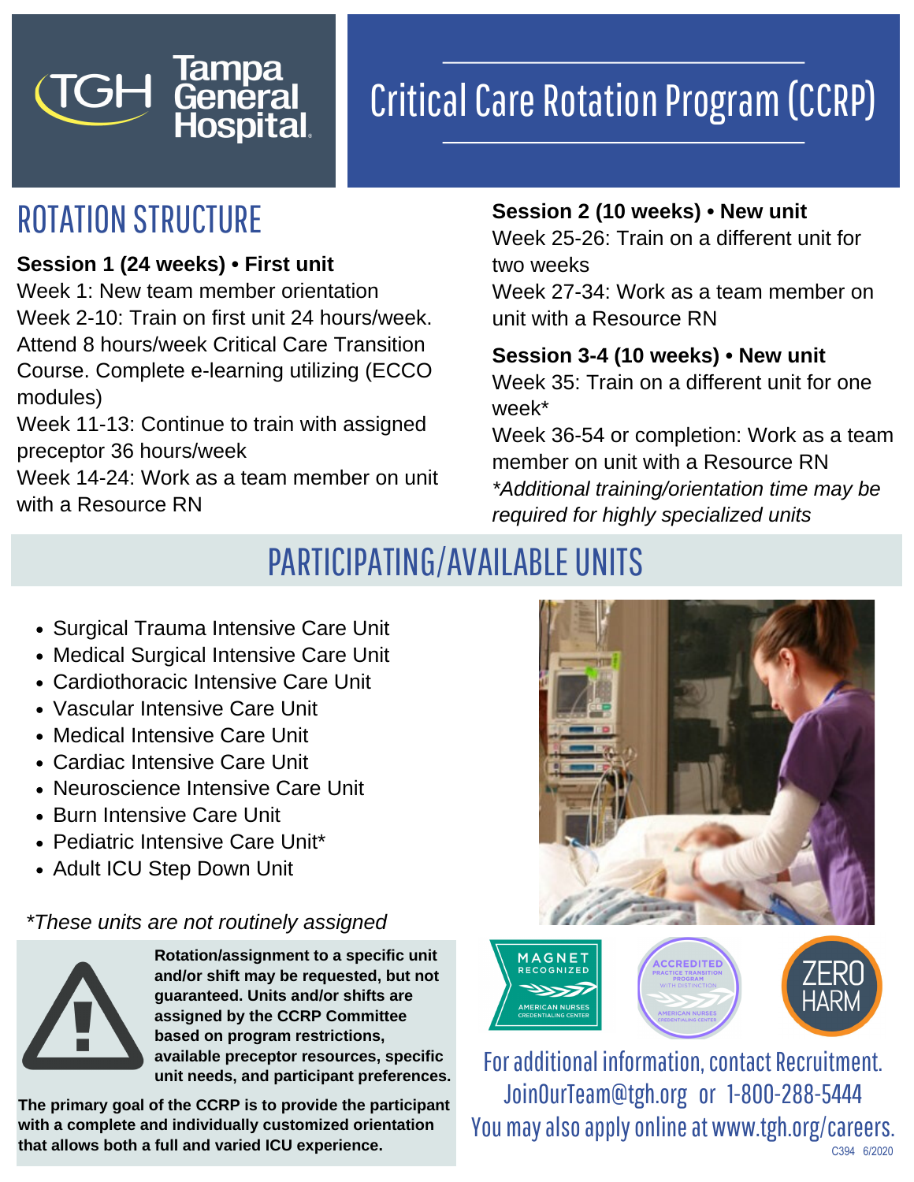Tampa General Hospital

# Critical Care Rotation Program (CCRP)

## ROTATION STRUCTURE

**Session 1 (24 weeks) • First unit**

Week 1: New team member orientation
Week 2-10: Train on first unit 24 hours/week. Attend 8 hours/week Critical Care Transition Course. Complete e-learning utilizing (ECCO modules)
Week 11-13: Continue to train with assigned preceptor 36 hours/week
Week 14-24: Work as a team member on unit with a Resource RN

**Session 2 (10 weeks) • New unit**

Week 25-26: Train on a different unit for two weeks
Week 27-34: Work as a team member on unit with a Resource RN

**Session 3-4 (10 weeks) • New unit**

Week 35: Train on a different unit for one week*
Week 36-54 or completion: Work as a team member on unit with a Resource RN
*\*Additional training/orientation time may be required for highly specialized units*

## PARTICIPATING/AVAILABLE UNITS

- Surgical Trauma Intensive Care Unit
- Medical Surgical Intensive Care Unit
- Cardiothoracic Intensive Care Unit
- Vascular Intensive Care Unit
- Medical Intensive Care Unit
- Cardiac Intensive Care Unit
- Neuroscience Intensive Care Unit
- Burn Intensive Care Unit
- Pediatric Intensive Care Unit*
- Adult ICU Step Down Unit

*\*These units are not routinely assigned*

**Rotation/assignment to a specific unit and/or shift may be requested, but not guaranteed. Units and/or shifts are assigned by the CCRP Committee based on program restrictions, available preceptor resources, specific unit needs, and participant preferences.**

**The primary goal of the CCRP is to provide the participant with a complete and individually customized orientation that allows both a full and varied ICU experience.**

MAGNET RECOGNIZED — AMERICAN NURSES CREDENTIALING CENTER

ACCREDITED PRACTICE TRANSITION PROGRAM WITH DISTINCTION — AMERICAN NURSES CREDENTIALING CENTER

ZERO HARM

For additional information, contact Recruitment.
JoinOurTeam@tgh.org or 1-800-288-5444
You may also apply online at www.tgh.org/careers.

C394 6/2020